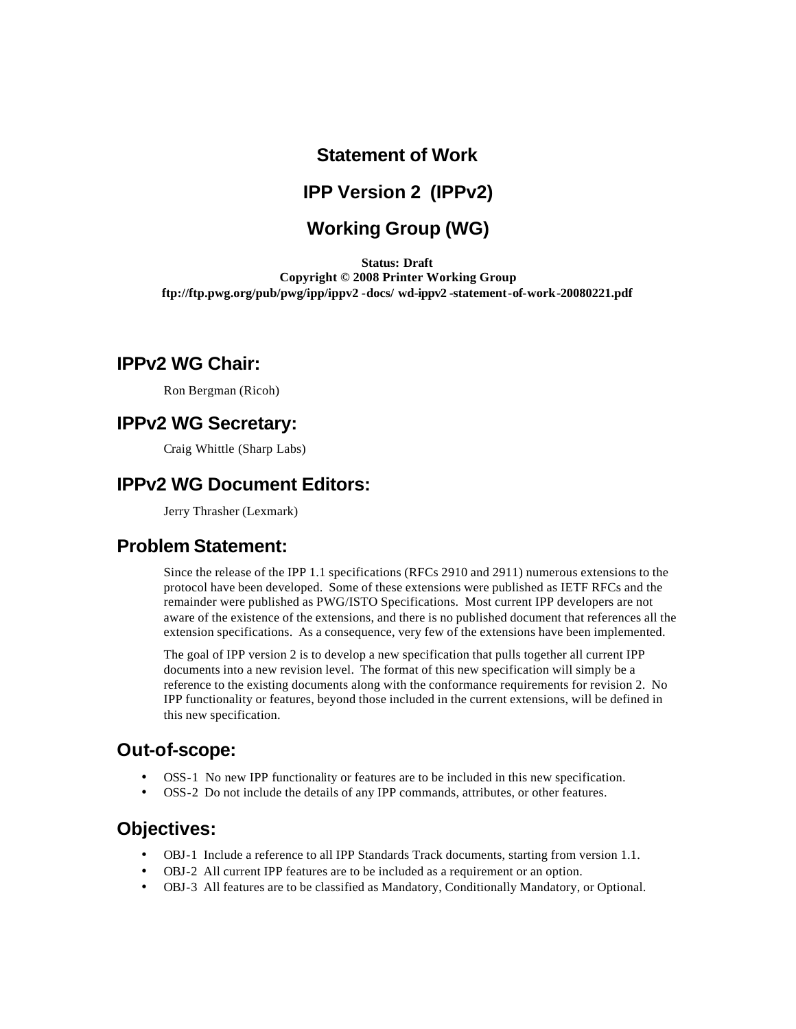# Statement of Work

# IPP Version 2 (IPPv2)

# Working Group (WG)

**Status: Draft**
**Copyright © 2008 Printer Working Group**
**ftp://ftp.pwg.org/pub/pwg/ipp/ippv2-docs/ wd-ippv2-statement-of-work-20080221.pdf**

## IPPv2 WG Chair:

Ron Bergman (Ricoh)

## IPPv2 WG Secretary:

Craig Whittle (Sharp Labs)

## IPPv2 WG Document Editors:

Jerry Thrasher (Lexmark)

## Problem Statement:

Since the release of the IPP 1.1 specifications (RFCs 2910 and 2911) numerous extensions to the protocol have been developed. Some of these extensions were published as IETF RFCs and the remainder were published as PWG/ISTO Specifications. Most current IPP developers are not aware of the existence of the extensions, and there is no published document that references all the extension specifications. As a consequence, very few of the extensions have been implemented.

The goal of IPP version 2 is to develop a new specification that pulls together all current IPP documents into a new revision level. The format of this new specification will simply be a reference to the existing documents along with the conformance requirements for revision 2. No IPP functionality or features, beyond those included in the current extensions, will be defined in this new specification.

## Out-of-scope:

- OSS-1 No new IPP functionality or features are to be included in this new specification.
- OSS-2 Do not include the details of any IPP commands, attributes, or other features.

## Objectives:

- OBJ-1 Include a reference to all IPP Standards Track documents, starting from version 1.1.
- OBJ-2 All current IPP features are to be included as a requirement or an option.
- OBJ-3 All features are to be classified as Mandatory, Conditionally Mandatory, or Optional.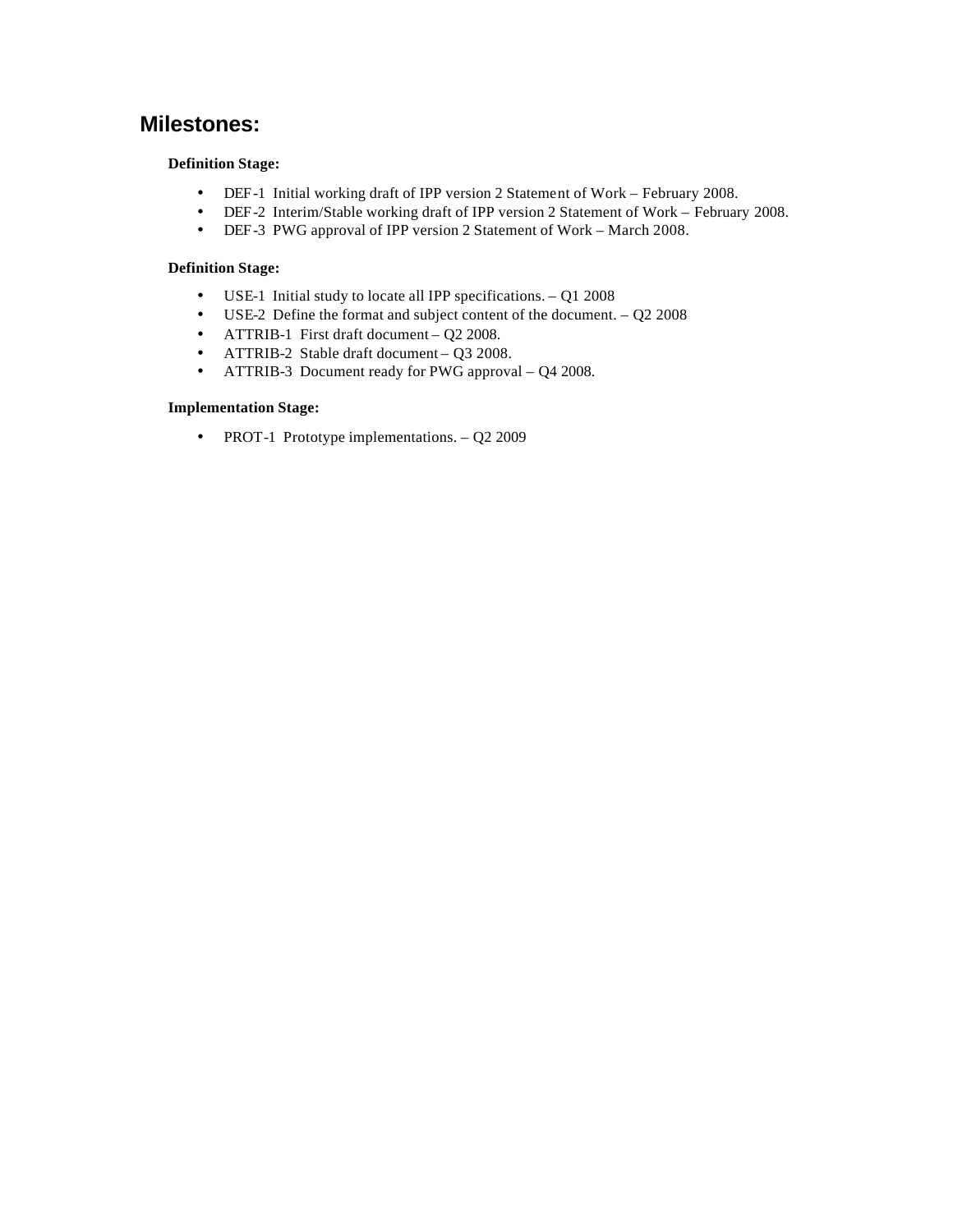## Milestones:

**Definition Stage:**

- DEF-1 Initial working draft of IPP version 2 Statement of Work – February 2008.
- DEF-2 Interim/Stable working draft of IPP version 2 Statement of Work – February 2008.
- DEF-3 PWG approval of IPP version 2 Statement of Work – March 2008.

**Definition Stage:**

- USE-1 Initial study to locate all IPP specifications. – Q1 2008
- USE-2 Define the format and subject content of the document. – Q2 2008
- ATTRIB-1 First draft document – Q2 2008.
- ATTRIB-2 Stable draft document – Q3 2008.
- ATTRIB-3 Document ready for PWG approval – Q4 2008.

**Implementation Stage:**

- PROT-1 Prototype implementations. – Q2 2009